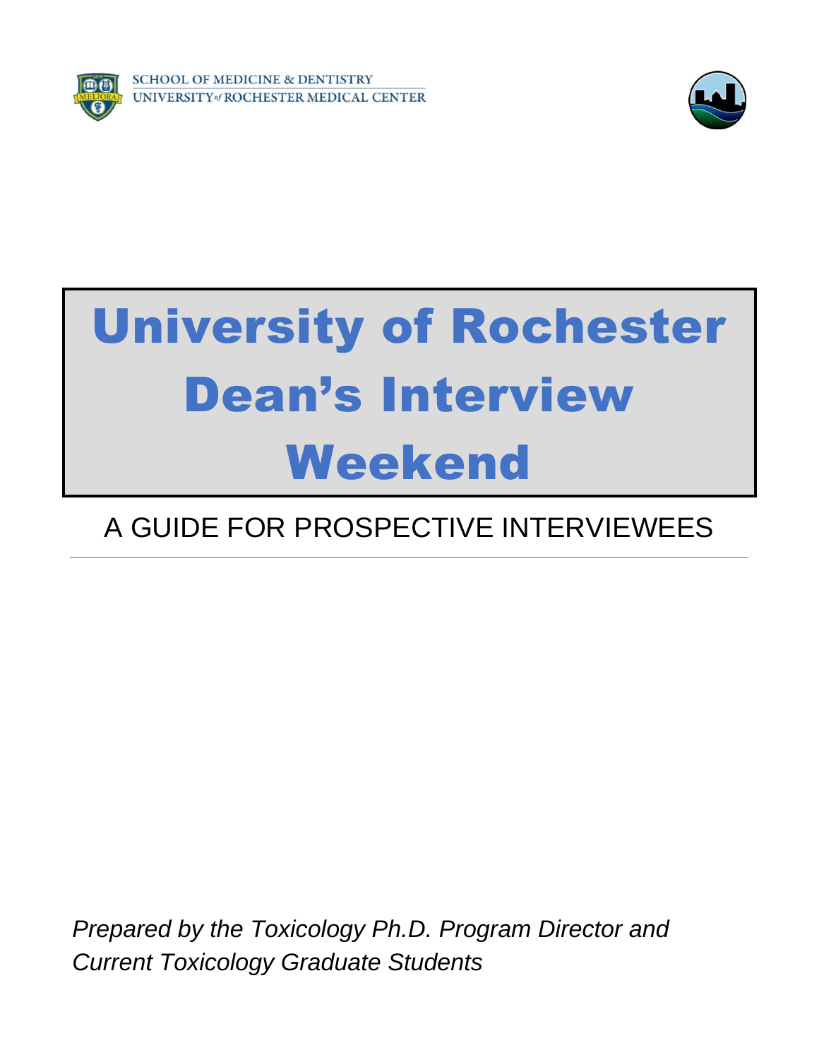SCHOOL OF MEDICINE & DENTISTRY
UNIVERSITY of ROCHESTER MEDICAL CENTER

# University of Rochester Dean's Interview Weekend

A GUIDE FOR PROSPECTIVE INTERVIEWEES

---

*Prepared by the Toxicology Ph.D. Program Director and Current Toxicology Graduate Students*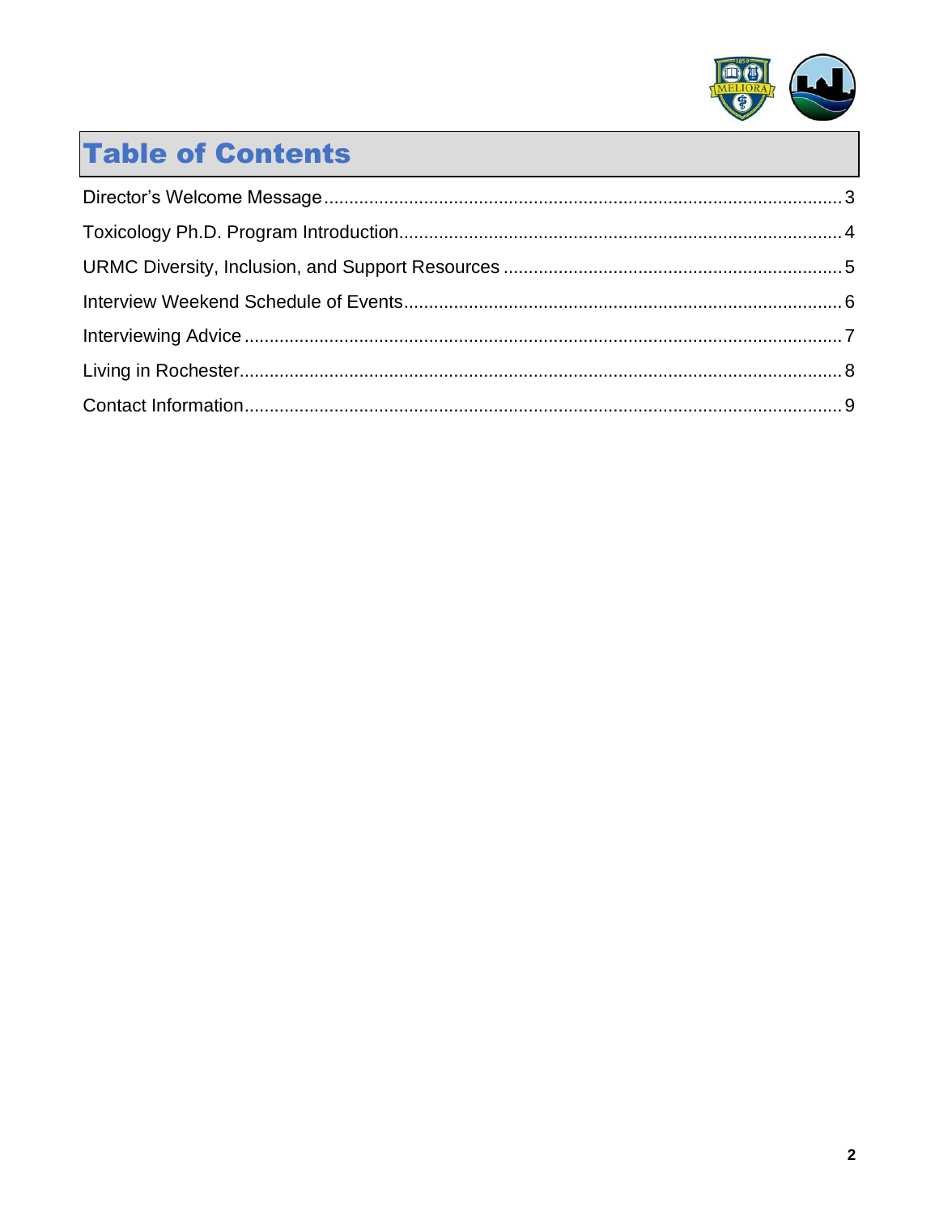# Table of Contents

Director's Welcome Message........................................................................................................3

Toxicology Ph.D. Program Introduction..........................................................................................4

URMC Diversity, Inclusion, and Support Resources ......................................................................5

Interview Weekend Schedule of Events..........................................................................................6

Interviewing Advice ........................................................................................................................7

Living in Rochester.........................................................................................................................8

Contact Information.........................................................................................................................9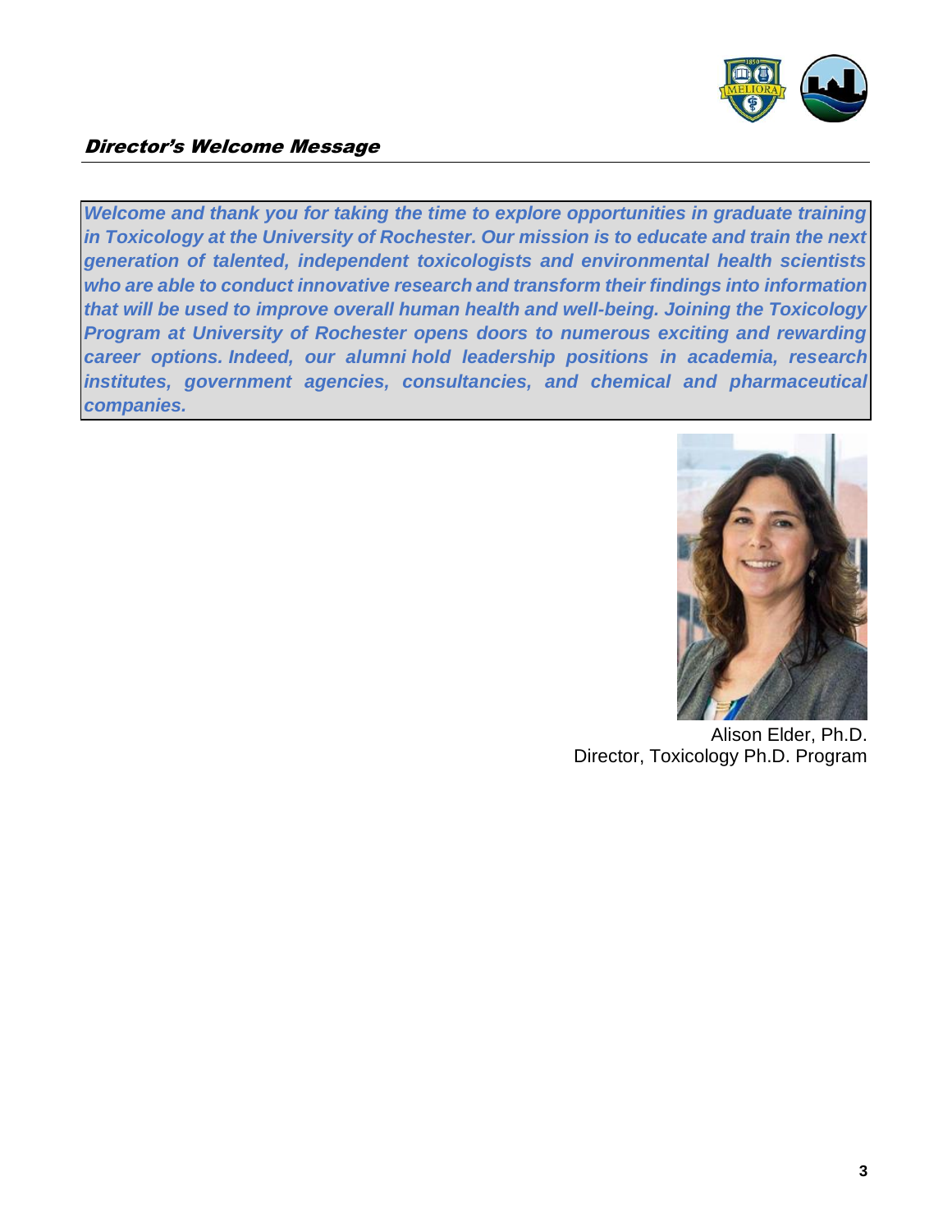## Director's Welcome Message

***Welcome and thank you for taking the time to explore opportunities in graduate training in Toxicology at the University of Rochester. Our mission is to educate and train the next generation of talented, independent toxicologists and environmental health scientists who are able to conduct innovative research and transform their findings into information that will be used to improve overall human health and well-being. Joining the Toxicology Program at University of Rochester opens doors to numerous exciting and rewarding career options. Indeed, our alumni hold leadership positions in academia, research institutes, government agencies, consultancies, and chemical and pharmaceutical companies.***

Alison Elder, Ph.D.
Director, Toxicology Ph.D. Program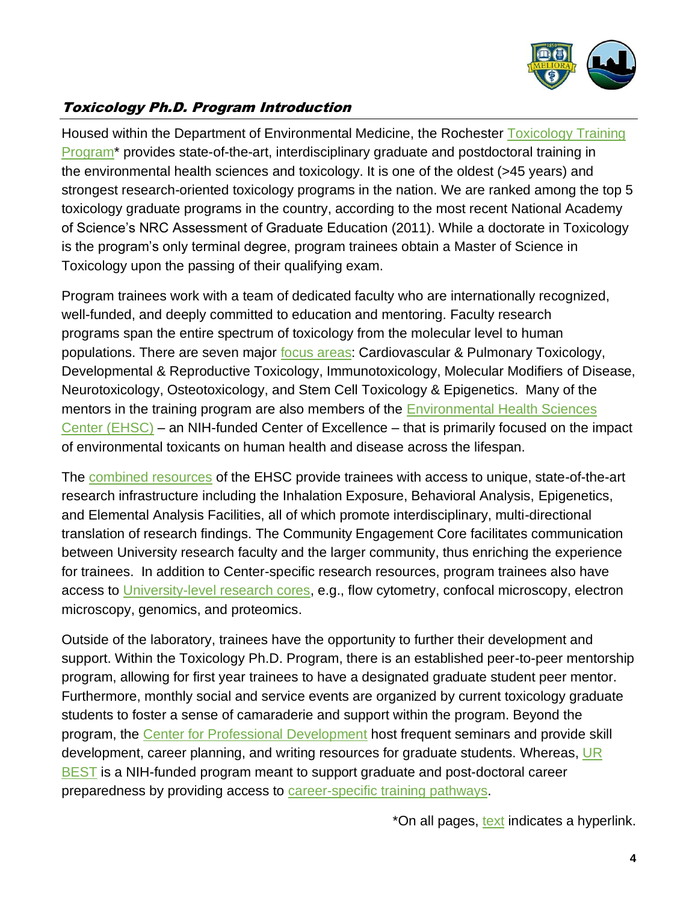## ***Toxicology Ph.D. Program Introduction***

Housed within the Department of Environmental Medicine, the Rochester Toxicology Training Program* provides state-of-the-art, interdisciplinary graduate and postdoctoral training in the environmental health sciences and toxicology. It is one of the oldest (>45 years) and strongest research-oriented toxicology programs in the nation. We are ranked among the top 5 toxicology graduate programs in the country, according to the most recent National Academy of Science's NRC Assessment of Graduate Education (2011). While a doctorate in Toxicology is the program's only terminal degree, program trainees obtain a Master of Science in Toxicology upon the passing of their qualifying exam.

Program trainees work with a team of dedicated faculty who are internationally recognized, well-funded, and deeply committed to education and mentoring. Faculty research programs span the entire spectrum of toxicology from the molecular level to human populations. There are seven major focus areas: Cardiovascular & Pulmonary Toxicology, Developmental & Reproductive Toxicology, Immunotoxicology, Molecular Modifiers of Disease, Neurotoxicology, Osteotoxicology, and Stem Cell Toxicology & Epigenetics. Many of the mentors in the training program are also members of the Environmental Health Sciences Center (EHSC) – an NIH-funded Center of Excellence – that is primarily focused on the impact of environmental toxicants on human health and disease across the lifespan.

The combined resources of the EHSC provide trainees with access to unique, state-of-the-art research infrastructure including the Inhalation Exposure, Behavioral Analysis, Epigenetics, and Elemental Analysis Facilities, all of which promote interdisciplinary, multi-directional translation of research findings. The Community Engagement Core facilitates communication between University research faculty and the larger community, thus enriching the experience for trainees. In addition to Center-specific research resources, program trainees also have access to University-level research cores, e.g., flow cytometry, confocal microscopy, electron microscopy, genomics, and proteomics.

Outside of the laboratory, trainees have the opportunity to further their development and support. Within the Toxicology Ph.D. Program, there is an established peer-to-peer mentorship program, allowing for first year trainees to have a designated graduate student peer mentor. Furthermore, monthly social and service events are organized by current toxicology graduate students to foster a sense of camaraderie and support within the program. Beyond the program, the Center for Professional Development host frequent seminars and provide skill development, career planning, and writing resources for graduate students. Whereas, UR BEST is a NIH-funded program meant to support graduate and post-doctoral career preparedness by providing access to career-specific training pathways.

*On all pages, text indicates a hyperlink.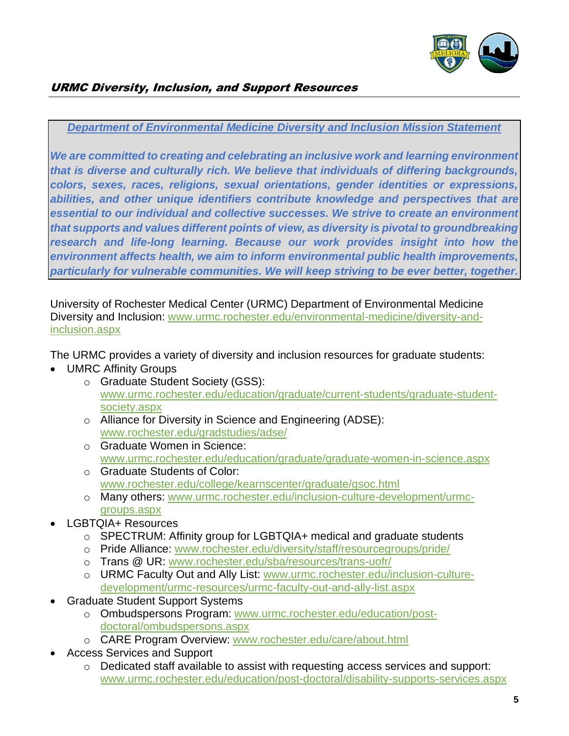## *URMC Diversity, Inclusion, and Support Resources*

***Department of Environmental Medicine Diversity and Inclusion Mission Statement***

***We are committed to creating and celebrating an inclusive work and learning environment that is diverse and culturally rich. We believe that individuals of differing backgrounds, colors, sexes, races, religions, sexual orientations, gender identities or expressions, abilities, and other unique identifiers contribute knowledge and perspectives that are essential to our individual and collective successes. We strive to create an environment that supports and values different points of view, as diversity is pivotal to groundbreaking research and life-long learning. Because our work provides insight into how the environment affects health, we aim to inform environmental public health improvements, particularly for vulnerable communities. We will keep striving to be ever better, together.***

University of Rochester Medical Center (URMC) Department of Environmental Medicine Diversity and Inclusion: www.urmc.rochester.edu/environmental-medicine/diversity-and-inclusion.aspx

The URMC provides a variety of diversity and inclusion resources for graduate students:

- UMRC Affinity Groups
  - Graduate Student Society (GSS): www.urmc.rochester.edu/education/graduate/current-students/graduate-student-society.aspx
  - Alliance for Diversity in Science and Engineering (ADSE): www.rochester.edu/gradstudies/adse/
  - Graduate Women in Science: www.urmc.rochester.edu/education/graduate/graduate-women-in-science.aspx
  - Graduate Students of Color: www.rochester.edu/college/kearnscenter/graduate/gsoc.html
  - Many others: www.urmc.rochester.edu/inclusion-culture-development/urmc-groups.aspx
- LGBTQIA+ Resources
  - SPECTRUM: Affinity group for LGBTQIA+ medical and graduate students
  - Pride Alliance: www.rochester.edu/diversity/staff/resourcegroups/pride/
  - Trans @ UR: www.rochester.edu/sba/resources/trans-uofr/
  - URMC Faculty Out and Ally List: www.urmc.rochester.edu/inclusion-culture-development/urmc-resources/urmc-faculty-out-and-ally-list.aspx
- Graduate Student Support Systems
  - Ombudspersons Program: www.urmc.rochester.edu/education/post-doctoral/ombudspersons.aspx
  - CARE Program Overview: www.rochester.edu/care/about.html
- Access Services and Support
  - Dedicated staff available to assist with requesting access services and support: www.urmc.rochester.edu/education/post-doctoral/disability-supports-services.aspx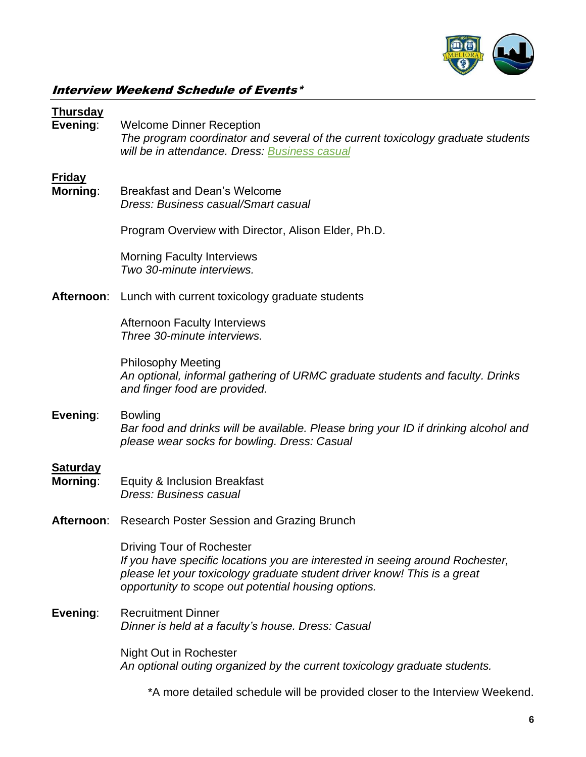## *Interview Weekend Schedule of Events\**

**Thursday**

**Evening**: Welcome Dinner Reception
*The program coordinator and several of the current toxicology graduate students will be in attendance. Dress: Business casual*

**Friday**

**Morning**: Breakfast and Dean's Welcome
*Dress: Business casual/Smart casual*

Program Overview with Director, Alison Elder, Ph.D.

Morning Faculty Interviews
*Two 30-minute interviews.*

**Afternoon**: Lunch with current toxicology graduate students

Afternoon Faculty Interviews
*Three 30-minute interviews.*

Philosophy Meeting
*An optional, informal gathering of URMC graduate students and faculty. Drinks and finger food are provided.*

**Evening**: Bowling
*Bar food and drinks will be available. Please bring your ID if drinking alcohol and please wear socks for bowling. Dress: Casual*

**Saturday**

**Morning**: Equity & Inclusion Breakfast
*Dress: Business casual*

**Afternoon**: Research Poster Session and Grazing Brunch

Driving Tour of Rochester
*If you have specific locations you are interested in seeing around Rochester, please let your toxicology graduate student driver know! This is a great opportunity to scope out potential housing options.*

**Evening**: Recruitment Dinner
*Dinner is held at a faculty's house. Dress: Casual*

Night Out in Rochester
*An optional outing organized by the current toxicology graduate students.*

*A more detailed schedule will be provided closer to the Interview Weekend.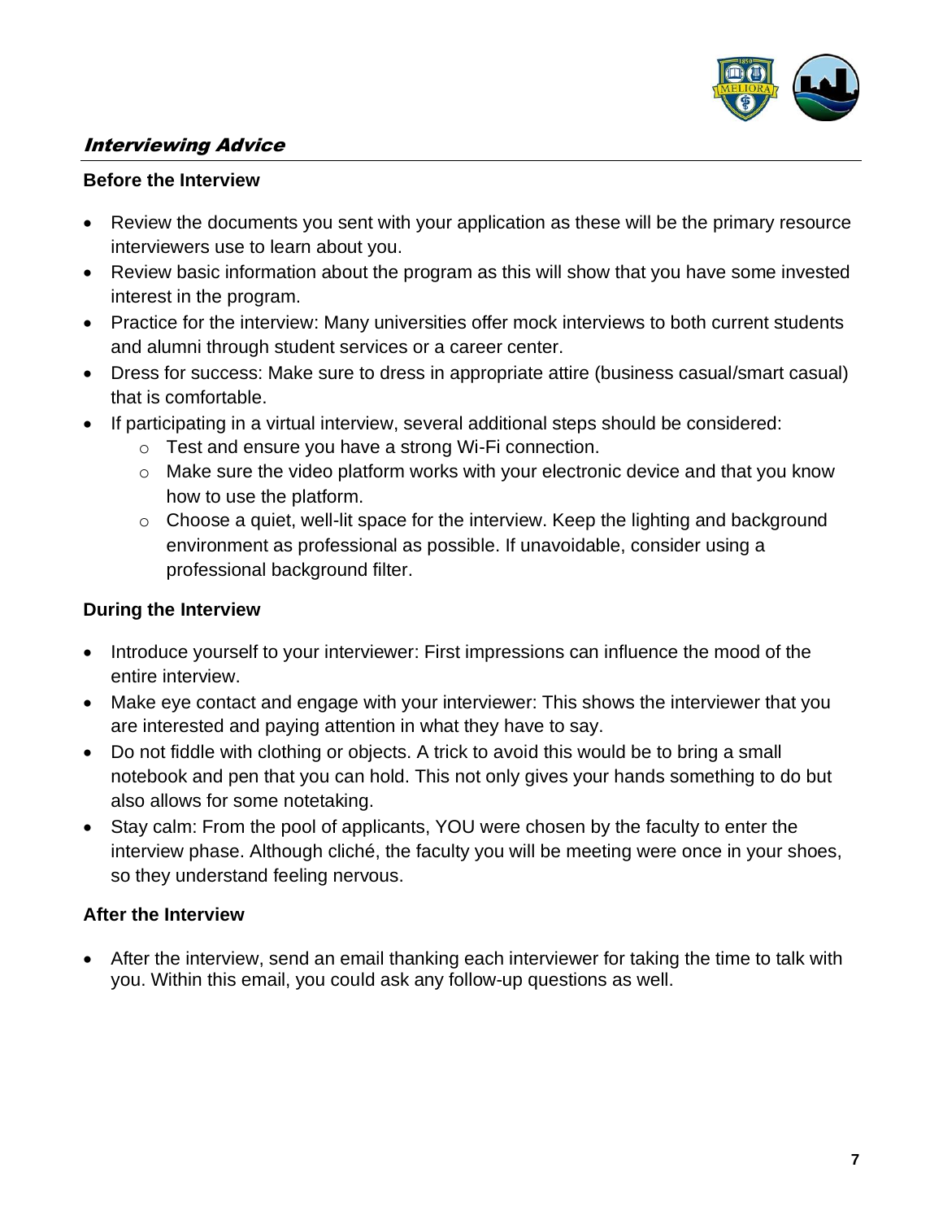## *Interviewing Advice*

### Before the Interview

- Review the documents you sent with your application as these will be the primary resource interviewers use to learn about you.
- Review basic information about the program as this will show that you have some invested interest in the program.
- Practice for the interview: Many universities offer mock interviews to both current students and alumni through student services or a career center.
- Dress for success: Make sure to dress in appropriate attire (business casual/smart casual) that is comfortable.
- If participating in a virtual interview, several additional steps should be considered:
  - Test and ensure you have a strong Wi-Fi connection.
  - Make sure the video platform works with your electronic device and that you know how to use the platform.
  - Choose a quiet, well-lit space for the interview. Keep the lighting and background environment as professional as possible. If unavoidable, consider using a professional background filter.

### During the Interview

- Introduce yourself to your interviewer: First impressions can influence the mood of the entire interview.
- Make eye contact and engage with your interviewer: This shows the interviewer that you are interested and paying attention in what they have to say.
- Do not fiddle with clothing or objects. A trick to avoid this would be to bring a small notebook and pen that you can hold. This not only gives your hands something to do but also allows for some notetaking.
- Stay calm: From the pool of applicants, YOU were chosen by the faculty to enter the interview phase. Although cliché, the faculty you will be meeting were once in your shoes, so they understand feeling nervous.

### After the Interview

- After the interview, send an email thanking each interviewer for taking the time to talk with you. Within this email, you could ask any follow-up questions as well.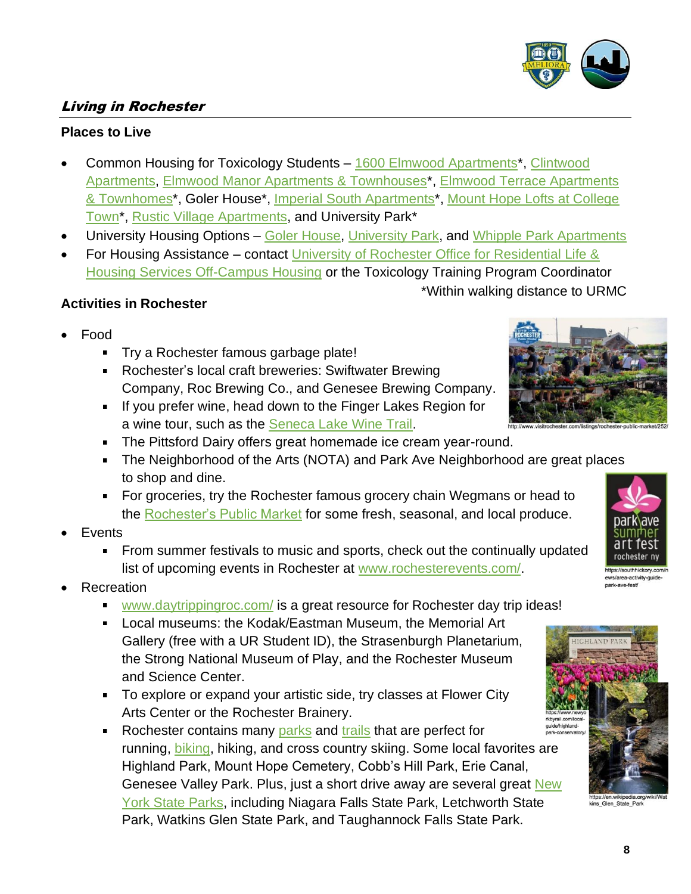## *Living in Rochester*

### Places to Live

- Common Housing for Toxicology Students – 1600 Elmwood Apartments*, Clintwood Apartments, Elmwood Manor Apartments & Townhouses*, Elmwood Terrace Apartments & Townhomes*, Goler House*, Imperial South Apartments*, Mount Hope Lofts at College Town*, Rustic Village Apartments, and University Park*
- University Housing Options – Goler House, University Park, and Whipple Park Apartments
- For Housing Assistance – contact University of Rochester Office for Residential Life & Housing Services Off-Campus Housing or the Toxicology Training Program Coordinator

*Within walking distance to URMC

### Activities in Rochester

- Food
  - Try a Rochester famous garbage plate!
  - Rochester's local craft breweries: Swiftwater Brewing Company, Roc Brewing Co., and Genesee Brewing Company.
  - If you prefer wine, head down to the Finger Lakes Region for a wine tour, such as the Seneca Lake Wine Trail.
  - The Pittsford Dairy offers great homemade ice cream year-round.
  - The Neighborhood of the Arts (NOTA) and Park Ave Neighborhood are great places to shop and dine.
  - For groceries, try the Rochester famous grocery chain Wegmans or head to the Rochester's Public Market for some fresh, seasonal, and local produce.
- Events
  - From summer festivals to music and sports, check out the continually updated list of upcoming events in Rochester at www.rochesterevents.com/.
- Recreation
  - www.daytrippingroc.com/ is a great resource for Rochester day trip ideas!
  - Local museums: the Kodak/Eastman Museum, the Memorial Art Gallery (free with a UR Student ID), the Strasenburgh Planetarium, the Strong National Museum of Play, and the Rochester Museum and Science Center.
  - To explore or expand your artistic side, try classes at Flower City Arts Center or the Rochester Brainery.
  - Rochester contains many parks and trails that are perfect for running, biking, hiking, and cross country skiing. Some local favorites are Highland Park, Mount Hope Cemetery, Cobb's Hill Park, Erie Canal, Genesee Valley Park. Plus, just a short drive away are several great New York State Parks, including Niagara Falls State Park, Letchworth State Park, Watkins Glen State Park, and Taughannock Falls State Park.

http://www.visitrochester.com/listings/rochester-public-market/252/

https://southhickory.com/news/area-activity-guide-park-ave-fest/

https://www.newyorkbyrail.com/local-guide/highland-park-conservatory/

https://en.wikipedia.org/wiki/Watkins_Glen_State_Park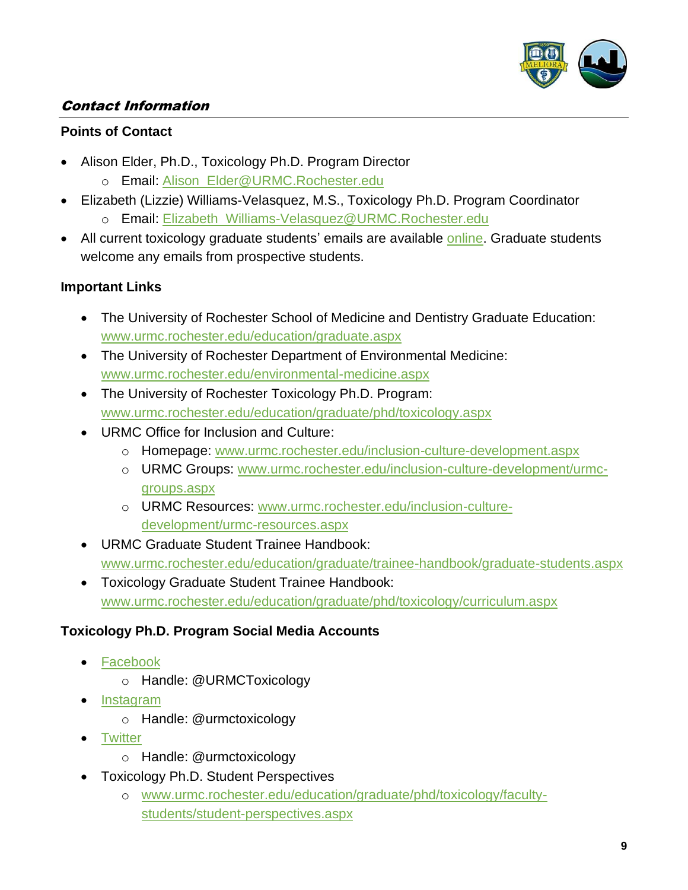## ***Contact Information***

### Points of Contact

- Alison Elder, Ph.D., Toxicology Ph.D. Program Director
  - Email: Alison_Elder@URMC.Rochester.edu
- Elizabeth (Lizzie) Williams-Velasquez, M.S., Toxicology Ph.D. Program Coordinator
  - Email: Elizabeth_Williams-Velasquez@URMC.Rochester.edu
- All current toxicology graduate students' emails are available online. Graduate students welcome any emails from prospective students.

### Important Links

- The University of Rochester School of Medicine and Dentistry Graduate Education: www.urmc.rochester.edu/education/graduate.aspx
- The University of Rochester Department of Environmental Medicine: www.urmc.rochester.edu/environmental-medicine.aspx
- The University of Rochester Toxicology Ph.D. Program: www.urmc.rochester.edu/education/graduate/phd/toxicology.aspx
- URMC Office for Inclusion and Culture:
  - Homepage: www.urmc.rochester.edu/inclusion-culture-development.aspx
  - URMC Groups: www.urmc.rochester.edu/inclusion-culture-development/urmc-groups.aspx
  - URMC Resources: www.urmc.rochester.edu/inclusion-culture-development/urmc-resources.aspx
- URMC Graduate Student Trainee Handbook: www.urmc.rochester.edu/education/graduate/trainee-handbook/graduate-students.aspx
- Toxicology Graduate Student Trainee Handbook: www.urmc.rochester.edu/education/graduate/phd/toxicology/curriculum.aspx

### Toxicology Ph.D. Program Social Media Accounts

- Facebook
  - Handle: @URMCToxicology
- Instagram
  - Handle: @urmctoxicology
- Twitter
  - Handle: @urmctoxicology
- Toxicology Ph.D. Student Perspectives
  - www.urmc.rochester.edu/education/graduate/phd/toxicology/faculty-students/student-perspectives.aspx